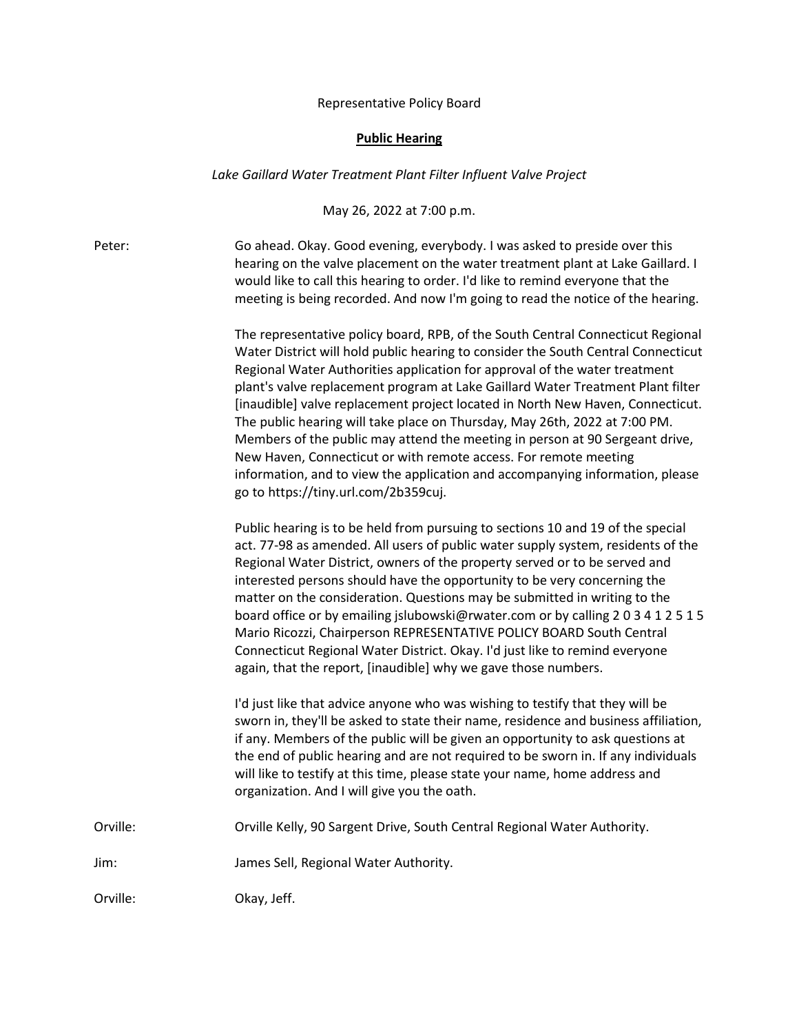Representative Policy Board

**Public Hearing**

*Lake Gaillard Water Treatment Plant Filter Influent Valve Project*

May 26, 2022 at 7:00 p.m.

Peter: Go ahead. Okay. Good evening, everybody. I was asked to preside over this hearing on the valve placement on the water treatment plant at Lake Gaillard. I would like to call this hearing to order. I'd like to remind everyone that the meeting is being recorded. And now I'm going to read the notice of the hearing.

The representative policy board, RPB, of the South Central Connecticut Regional Water District will hold public hearing to consider the South Central Connecticut Regional Water Authorities application for approval of the water treatment plant's valve replacement program at Lake Gaillard Water Treatment Plant filter [inaudible] valve replacement project located in North New Haven, Connecticut. The public hearing will take place on Thursday, May 26th, 2022 at 7:00 PM. Members of the public may attend the meeting in person at 90 Sergeant drive, New Haven, Connecticut or with remote access. For remote meeting information, and to view the application and accompanying information, please go to https://tiny.url.com/2b359cuj.

Public hearing is to be held from pursuing to sections 10 and 19 of the special act. 77-98 as amended. All users of public water supply system, residents of the Regional Water District, owners of the property served or to be served and interested persons should have the opportunity to be very concerning the matter on the consideration. Questions may be submitted in writing to the board office or by emailing jslubowski@rwater.com or by calling 2 0 3 4 1 2 5 1 5 Mario Ricozzi, Chairperson REPRESENTATIVE POLICY BOARD South Central Connecticut Regional Water District. Okay. I'd just like to remind everyone again, that the report, [inaudible] why we gave those numbers.

I'd just like that advice anyone who was wishing to testify that they will be sworn in, they'll be asked to state their name, residence and business affiliation, if any. Members of the public will be given an opportunity to ask questions at the end of public hearing and are not required to be sworn in. If any individuals will like to testify at this time, please state your name, home address and organization. And I will give you the oath.

Orville: Orville Kelly, 90 Sargent Drive, South Central Regional Water Authority.

Jim: James Sell, Regional Water Authority.

Orville: Okay, Jeff.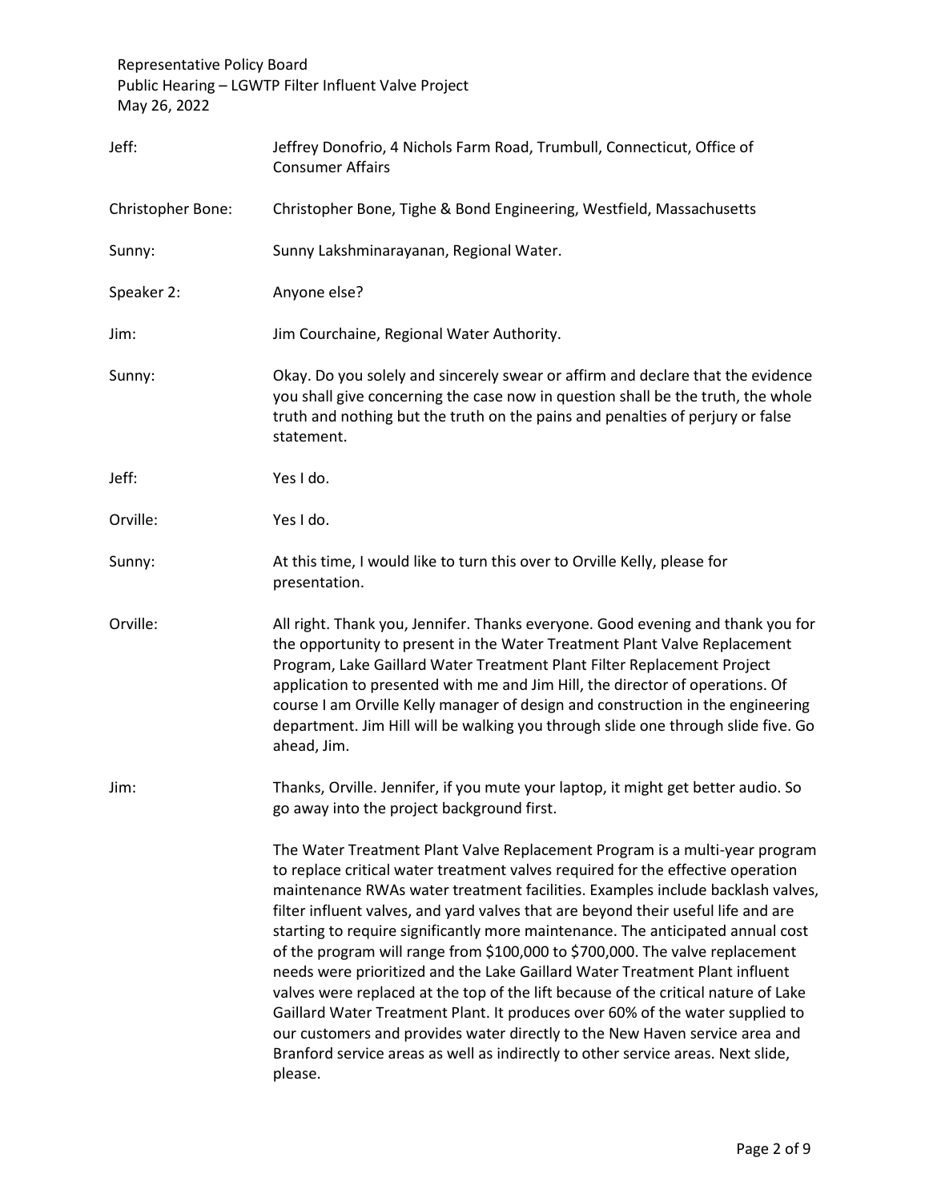Jeff: Jeffrey Donofrio, 4 Nichols Farm Road, Trumbull, Connecticut, Office of Consumer Affairs

Christopher Bone: Christopher Bone, Tighe & Bond Engineering, Westfield, Massachusetts

Sunny: Sunny Lakshminarayanan, Regional Water.

Speaker 2: Anyone else?

Jim: Jim Courchaine, Regional Water Authority.

Sunny: Okay. Do you solely and sincerely swear or affirm and declare that the evidence you shall give concerning the case now in question shall be the truth, the whole truth and nothing but the truth on the pains and penalties of perjury or false statement.

Jeff: Yes I do.

Orville: Yes I do.

Sunny: At this time, I would like to turn this over to Orville Kelly, please for presentation.

Orville: All right. Thank you, Jennifer. Thanks everyone. Good evening and thank you for the opportunity to present in the Water Treatment Plant Valve Replacement Program, Lake Gaillard Water Treatment Plant Filter Replacement Project application to presented with me and Jim Hill, the director of operations. Of course I am Orville Kelly manager of design and construction in the engineering department. Jim Hill will be walking you through slide one through slide five. Go ahead, Jim.

Jim: Thanks, Orville. Jennifer, if you mute your laptop, it might get better audio. So go away into the project background first.

The Water Treatment Plant Valve Replacement Program is a multi-year program to replace critical water treatment valves required for the effective operation maintenance RWAs water treatment facilities. Examples include backlash valves, filter influent valves, and yard valves that are beyond their useful life and are starting to require significantly more maintenance. The anticipated annual cost of the program will range from $100,000 to $700,000. The valve replacement needs were prioritized and the Lake Gaillard Water Treatment Plant influent valves were replaced at the top of the lift because of the critical nature of Lake Gaillard Water Treatment Plant. It produces over 60% of the water supplied to our customers and provides water directly to the New Haven service area and Branford service areas as well as indirectly to other service areas. Next slide, please.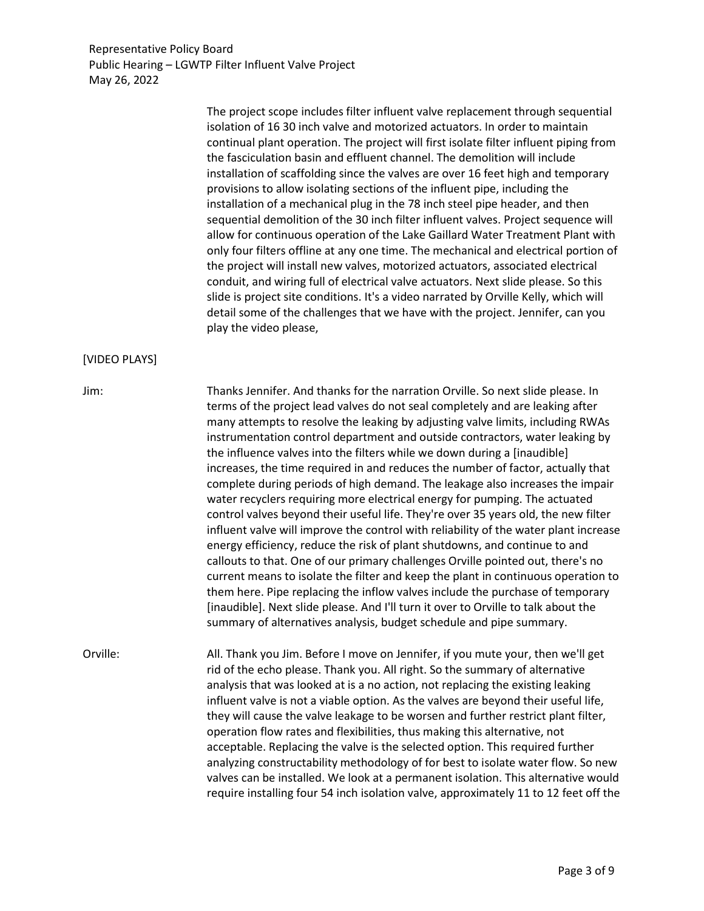The project scope includes filter influent valve replacement through sequential isolation of 16 30 inch valve and motorized actuators. In order to maintain continual plant operation. The project will first isolate filter influent piping from the fasciculation basin and effluent channel. The demolition will include installation of scaffolding since the valves are over 16 feet high and temporary provisions to allow isolating sections of the influent pipe, including the installation of a mechanical plug in the 78 inch steel pipe header, and then sequential demolition of the 30 inch filter influent valves. Project sequence will allow for continuous operation of the Lake Gaillard Water Treatment Plant with only four filters offline at any one time. The mechanical and electrical portion of the project will install new valves, motorized actuators, associated electrical conduit, and wiring full of electrical valve actuators. Next slide please. So this slide is project site conditions. It's a video narrated by Orville Kelly, which will detail some of the challenges that we have with the project. Jennifer, can you play the video please,

[VIDEO PLAYS]

Jim: Thanks Jennifer. And thanks for the narration Orville. So next slide please. In terms of the project lead valves do not seal completely and are leaking after many attempts to resolve the leaking by adjusting valve limits, including RWAs instrumentation control department and outside contractors, water leaking by the influence valves into the filters while we down during a [inaudible] increases, the time required in and reduces the number of factor, actually that complete during periods of high demand. The leakage also increases the impair water recyclers requiring more electrical energy for pumping. The actuated control valves beyond their useful life. They're over 35 years old, the new filter influent valve will improve the control with reliability of the water plant increase energy efficiency, reduce the risk of plant shutdowns, and continue to and callouts to that. One of our primary challenges Orville pointed out, there's no current means to isolate the filter and keep the plant in continuous operation to them here. Pipe replacing the inflow valves include the purchase of temporary [inaudible]. Next slide please. And I'll turn it over to Orville to talk about the summary of alternatives analysis, budget schedule and pipe summary.

Orville: All. Thank you Jim. Before I move on Jennifer, if you mute your, then we'll get rid of the echo please. Thank you. All right. So the summary of alternative analysis that was looked at is a no action, not replacing the existing leaking influent valve is not a viable option. As the valves are beyond their useful life, they will cause the valve leakage to be worsen and further restrict plant filter, operation flow rates and flexibilities, thus making this alternative, not acceptable. Replacing the valve is the selected option. This required further analyzing constructability methodology of for best to isolate water flow. So new valves can be installed. We look at a permanent isolation. This alternative would require installing four 54 inch isolation valve, approximately 11 to 12 feet off the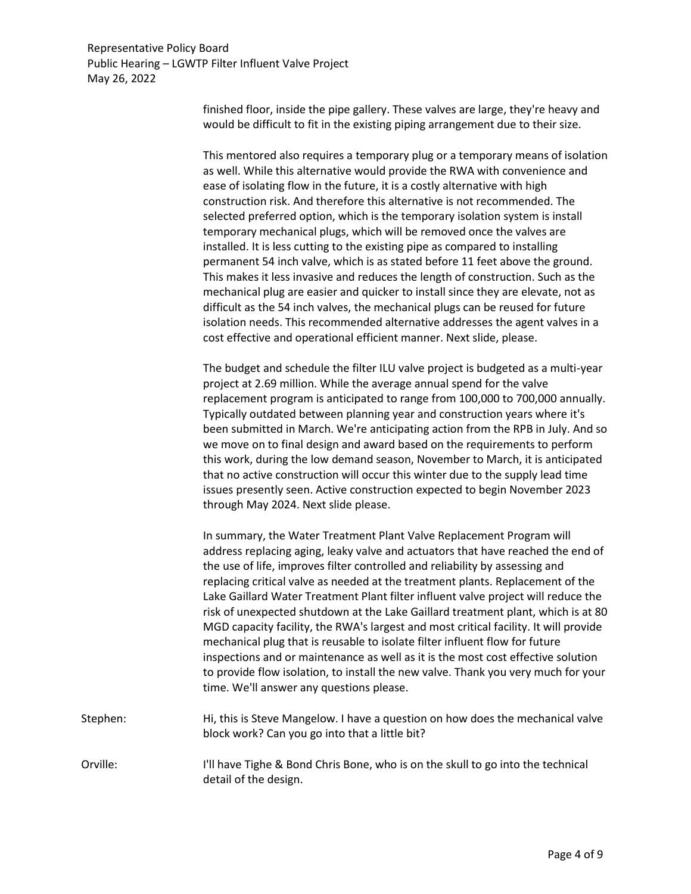finished floor, inside the pipe gallery. These valves are large, they're heavy and would be difficult to fit in the existing piping arrangement due to their size.

This mentored also requires a temporary plug or a temporary means of isolation as well. While this alternative would provide the RWA with convenience and ease of isolating flow in the future, it is a costly alternative with high construction risk. And therefore this alternative is not recommended. The selected preferred option, which is the temporary isolation system is install temporary mechanical plugs, which will be removed once the valves are installed. It is less cutting to the existing pipe as compared to installing permanent 54 inch valve, which is as stated before 11 feet above the ground. This makes it less invasive and reduces the length of construction. Such as the mechanical plug are easier and quicker to install since they are elevate, not as difficult as the 54 inch valves, the mechanical plugs can be reused for future isolation needs. This recommended alternative addresses the agent valves in a cost effective and operational efficient manner. Next slide, please.

The budget and schedule the filter ILU valve project is budgeted as a multi-year project at 2.69 million. While the average annual spend for the valve replacement program is anticipated to range from 100,000 to 700,000 annually. Typically outdated between planning year and construction years where it's been submitted in March. We're anticipating action from the RPB in July. And so we move on to final design and award based on the requirements to perform this work, during the low demand season, November to March, it is anticipated that no active construction will occur this winter due to the supply lead time issues presently seen. Active construction expected to begin November 2023 through May 2024. Next slide please.

In summary, the Water Treatment Plant Valve Replacement Program will address replacing aging, leaky valve and actuators that have reached the end of the use of life, improves filter controlled and reliability by assessing and replacing critical valve as needed at the treatment plants. Replacement of the Lake Gaillard Water Treatment Plant filter influent valve project will reduce the risk of unexpected shutdown at the Lake Gaillard treatment plant, which is at 80 MGD capacity facility, the RWA's largest and most critical facility. It will provide mechanical plug that is reusable to isolate filter influent flow for future inspections and or maintenance as well as it is the most cost effective solution to provide flow isolation, to install the new valve. Thank you very much for your time. We'll answer any questions please.

Stephen: Hi, this is Steve Mangelow. I have a question on how does the mechanical valve block work? Can you go into that a little bit?

Orville: I'll have Tighe & Bond Chris Bone, who is on the skull to go into the technical detail of the design.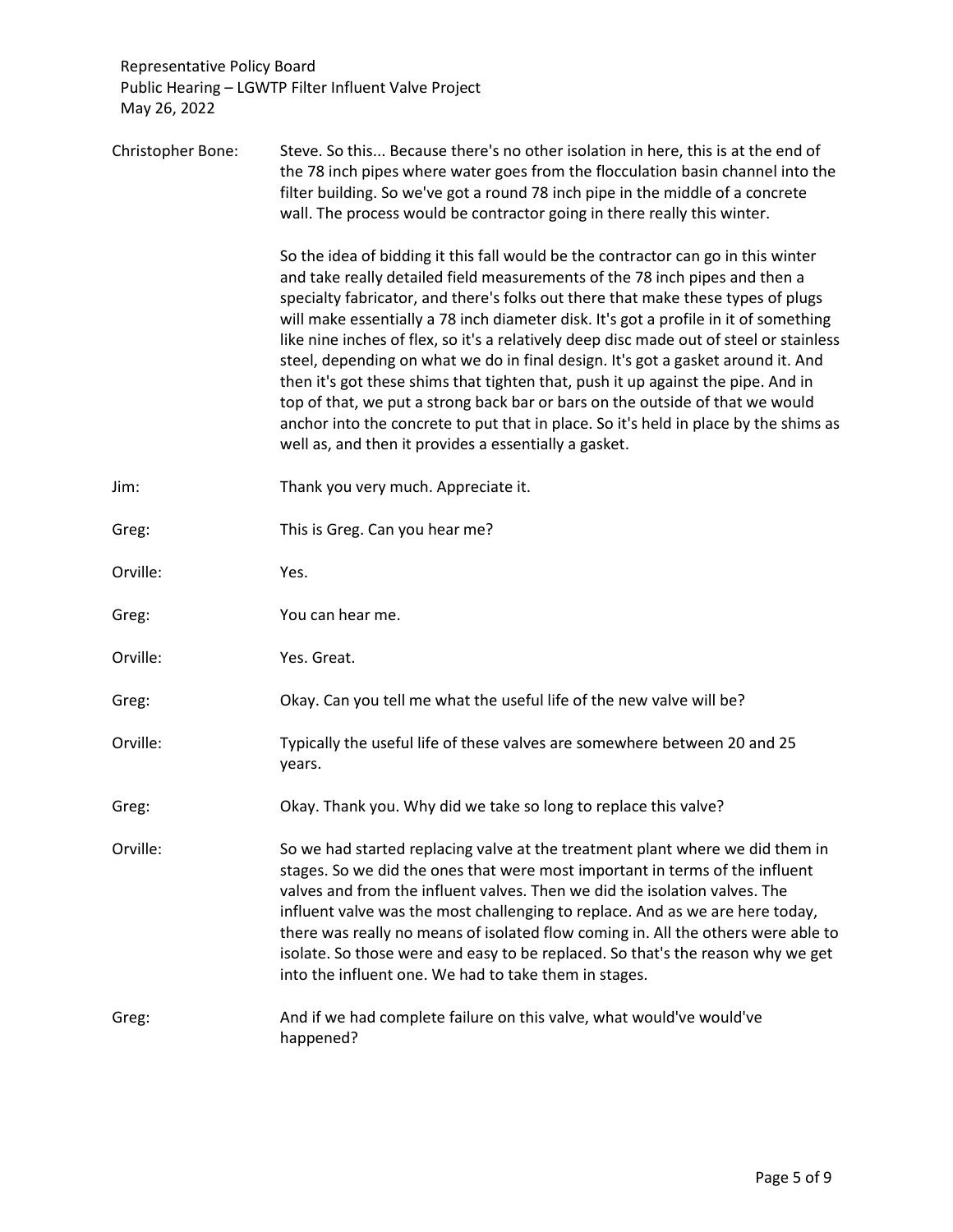Christopher Bone: Steve. So this... Because there's no other isolation in here, this is at the end of the 78 inch pipes where water goes from the flocculation basin channel into the filter building. So we've got a round 78 inch pipe in the middle of a concrete wall. The process would be contractor going in there really this winter.

So the idea of bidding it this fall would be the contractor can go in this winter and take really detailed field measurements of the 78 inch pipes and then a specialty fabricator, and there's folks out there that make these types of plugs will make essentially a 78 inch diameter disk. It's got a profile in it of something like nine inches of flex, so it's a relatively deep disc made out of steel or stainless steel, depending on what we do in final design. It's got a gasket around it. And then it's got these shims that tighten that, push it up against the pipe. And in top of that, we put a strong back bar or bars on the outside of that we would anchor into the concrete to put that in place. So it's held in place by the shims as well as, and then it provides a essentially a gasket.

Jim: Thank you very much. Appreciate it.

Greg: This is Greg. Can you hear me?

Orville: Yes.

Greg: You can hear me.

Orville: Yes. Great.

Greg: Okay. Can you tell me what the useful life of the new valve will be?

Orville: Typically the useful life of these valves are somewhere between 20 and 25 years.

Greg: Okay. Thank you. Why did we take so long to replace this valve?

Orville: So we had started replacing valve at the treatment plant where we did them in stages. So we did the ones that were most important in terms of the influent valves and from the influent valves. Then we did the isolation valves. The influent valve was the most challenging to replace. And as we are here today, there was really no means of isolated flow coming in. All the others were able to isolate. So those were and easy to be replaced. So that's the reason why we get into the influent one. We had to take them in stages.

Greg: And if we had complete failure on this valve, what would've would've happened?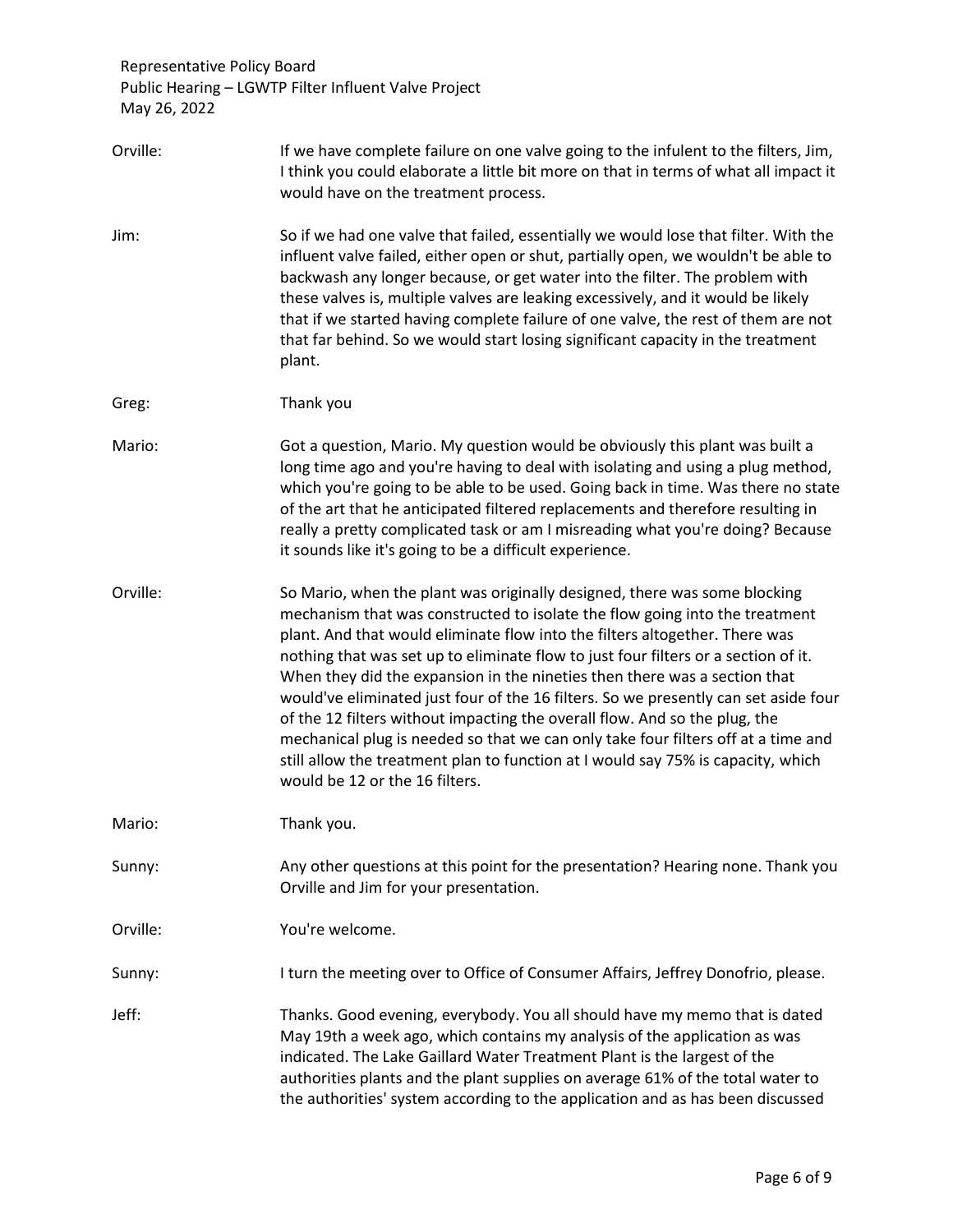Orville: If we have complete failure on one valve going to the infulent to the filters, Jim, I think you could elaborate a little bit more on that in terms of what all impact it would have on the treatment process.

Jim: So if we had one valve that failed, essentially we would lose that filter. With the influent valve failed, either open or shut, partially open, we wouldn't be able to backwash any longer because, or get water into the filter. The problem with these valves is, multiple valves are leaking excessively, and it would be likely that if we started having complete failure of one valve, the rest of them are not that far behind. So we would start losing significant capacity in the treatment plant.

Greg: Thank you

Mario: Got a question, Mario. My question would be obviously this plant was built a long time ago and you're having to deal with isolating and using a plug method, which you're going to be able to be used. Going back in time. Was there no state of the art that he anticipated filtered replacements and therefore resulting in really a pretty complicated task or am I misreading what you're doing? Because it sounds like it's going to be a difficult experience.

Orville: So Mario, when the plant was originally designed, there was some blocking mechanism that was constructed to isolate the flow going into the treatment plant. And that would eliminate flow into the filters altogether. There was nothing that was set up to eliminate flow to just four filters or a section of it. When they did the expansion in the nineties then there was a section that would've eliminated just four of the 16 filters. So we presently can set aside four of the 12 filters without impacting the overall flow. And so the plug, the mechanical plug is needed so that we can only take four filters off at a time and still allow the treatment plan to function at I would say 75% is capacity, which would be 12 or the 16 filters.

Mario: Thank you.

Sunny: Any other questions at this point for the presentation? Hearing none. Thank you Orville and Jim for your presentation.

Orville: You're welcome.

Sunny: I turn the meeting over to Office of Consumer Affairs, Jeffrey Donofrio, please.

Jeff: Thanks. Good evening, everybody. You all should have my memo that is dated May 19th a week ago, which contains my analysis of the application as was indicated. The Lake Gaillard Water Treatment Plant is the largest of the authorities plants and the plant supplies on average 61% of the total water to the authorities' system according to the application and as has been discussed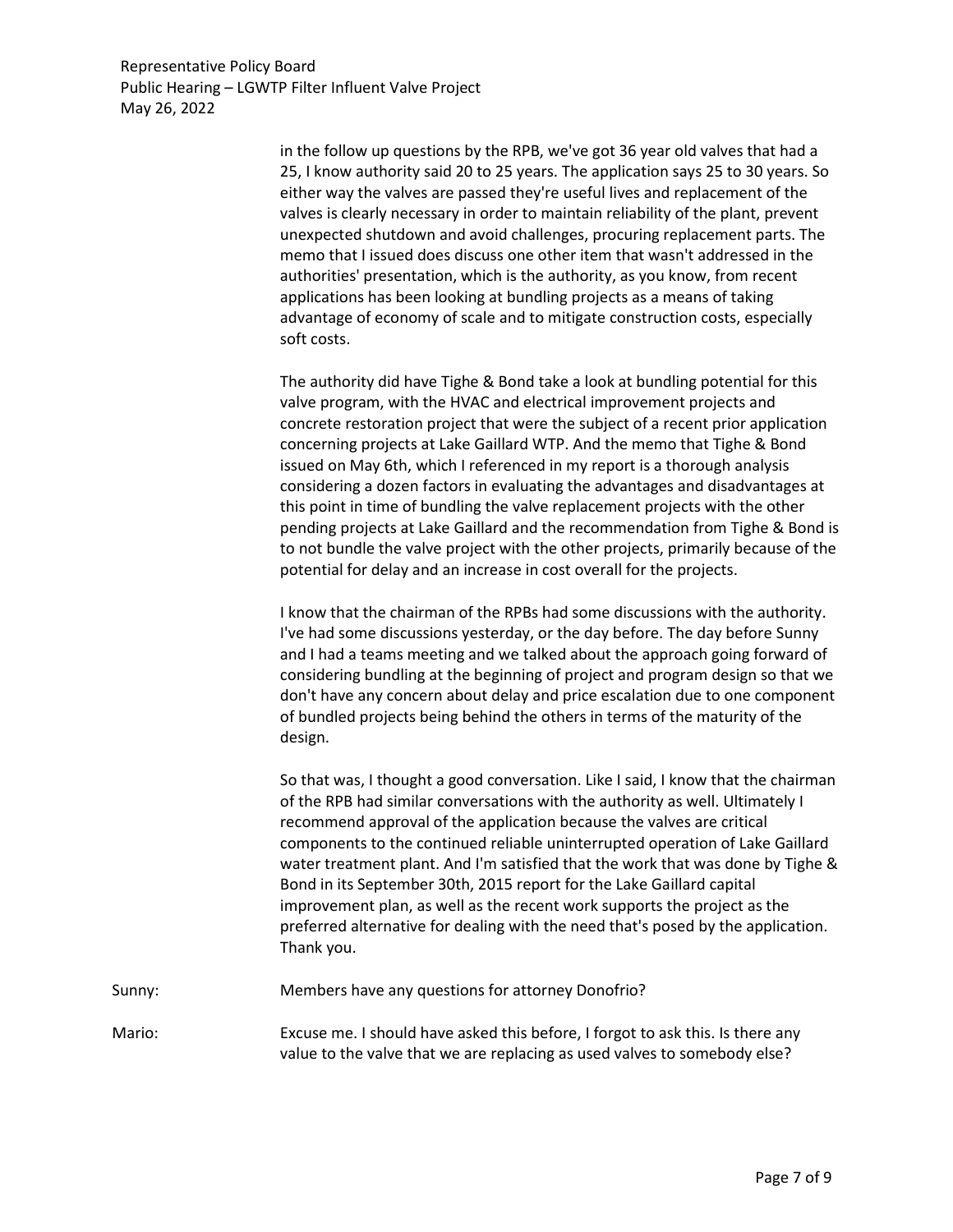in the follow up questions by the RPB, we've got 36 year old valves that had a 25, I know authority said 20 to 25 years. The application says 25 to 30 years. So either way the valves are passed they're useful lives and replacement of the valves is clearly necessary in order to maintain reliability of the plant, prevent unexpected shutdown and avoid challenges, procuring replacement parts. The memo that I issued does discuss one other item that wasn't addressed in the authorities' presentation, which is the authority, as you know, from recent applications has been looking at bundling projects as a means of taking advantage of economy of scale and to mitigate construction costs, especially soft costs.

The authority did have Tighe & Bond take a look at bundling potential for this valve program, with the HVAC and electrical improvement projects and concrete restoration project that were the subject of a recent prior application concerning projects at Lake Gaillard WTP. And the memo that Tighe & Bond issued on May 6th, which I referenced in my report is a thorough analysis considering a dozen factors in evaluating the advantages and disadvantages at this point in time of bundling the valve replacement projects with the other pending projects at Lake Gaillard and the recommendation from Tighe & Bond is to not bundle the valve project with the other projects, primarily because of the potential for delay and an increase in cost overall for the projects.

I know that the chairman of the RPBs had some discussions with the authority. I've had some discussions yesterday, or the day before. The day before Sunny and I had a teams meeting and we talked about the approach going forward of considering bundling at the beginning of project and program design so that we don't have any concern about delay and price escalation due to one component of bundled projects being behind the others in terms of the maturity of the design.

So that was, I thought a good conversation. Like I said, I know that the chairman of the RPB had similar conversations with the authority as well. Ultimately I recommend approval of the application because the valves are critical components to the continued reliable uninterrupted operation of Lake Gaillard water treatment plant. And I'm satisfied that the work that was done by Tighe & Bond in its September 30th, 2015 report for the Lake Gaillard capital improvement plan, as well as the recent work supports the project as the preferred alternative for dealing with the need that's posed by the application. Thank you.

Sunny: Members have any questions for attorney Donofrio?

Mario: Excuse me. I should have asked this before, I forgot to ask this. Is there any value to the valve that we are replacing as used valves to somebody else?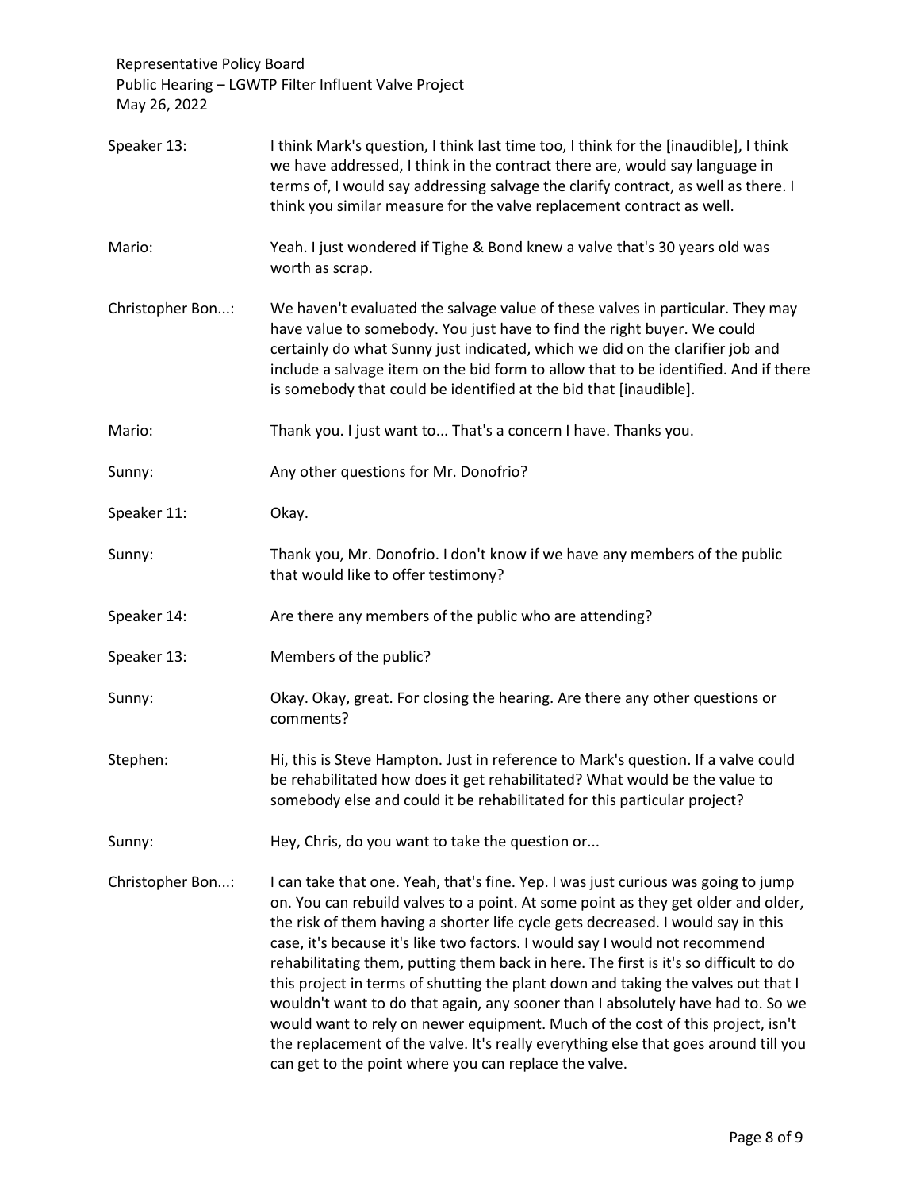**Speaker 13:** I think Mark's question, I think last time too, I think for the [inaudible], I think we have addressed, I think in the contract there are, would say language in terms of, I would say addressing salvage the clarify contract, as well as there. I think you similar measure for the valve replacement contract as well.

**Mario:** Yeah. I just wondered if Tighe & Bond knew a valve that's 30 years old was worth as scrap.

**Christopher Bon...:** We haven't evaluated the salvage value of these valves in particular. They may have value to somebody. You just have to find the right buyer. We could certainly do what Sunny just indicated, which we did on the clarifier job and include a salvage item on the bid form to allow that to be identified. And if there is somebody that could be identified at the bid that [inaudible].

**Mario:** Thank you. I just want to... That's a concern I have. Thanks you.

**Sunny:** Any other questions for Mr. Donofrio?

**Speaker 11:** Okay.

**Sunny:** Thank you, Mr. Donofrio. I don't know if we have any members of the public that would like to offer testimony?

**Speaker 14:** Are there any members of the public who are attending?

**Speaker 13:** Members of the public?

**Sunny:** Okay. Okay, great. For closing the hearing. Are there any other questions or comments?

**Stephen:** Hi, this is Steve Hampton. Just in reference to Mark's question. If a valve could be rehabilitated how does it get rehabilitated? What would be the value to somebody else and could it be rehabilitated for this particular project?

**Sunny:** Hey, Chris, do you want to take the question or...

**Christopher Bon...:** I can take that one. Yeah, that's fine. Yep. I was just curious was going to jump on. You can rebuild valves to a point. At some point as they get older and older, the risk of them having a shorter life cycle gets decreased. I would say in this case, it's because it's like two factors. I would say I would not recommend rehabilitating them, putting them back in here. The first is it's so difficult to do this project in terms of shutting the plant down and taking the valves out that I wouldn't want to do that again, any sooner than I absolutely have had to. So we would want to rely on newer equipment. Much of the cost of this project, isn't the replacement of the valve. It's really everything else that goes around till you can get to the point where you can replace the valve.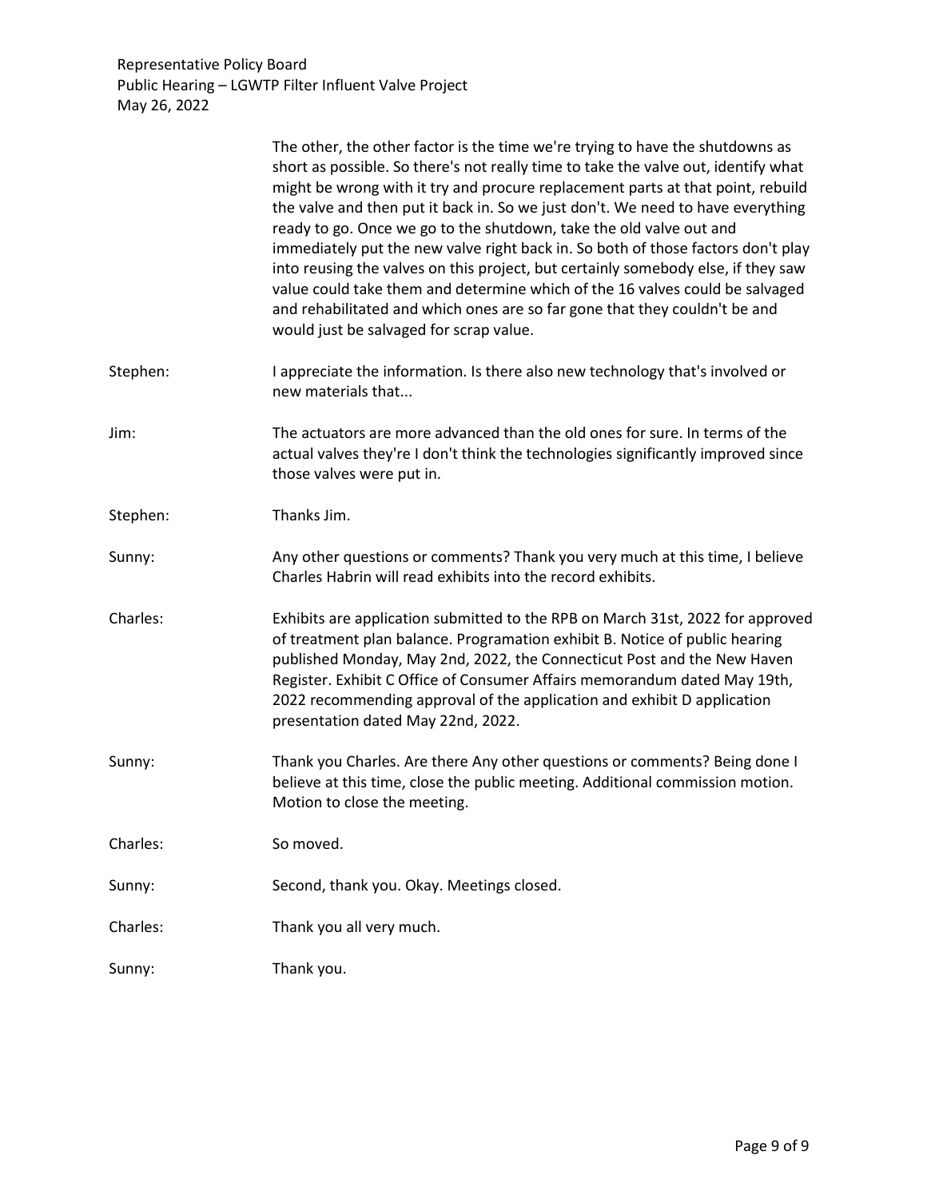The other, the other factor is the time we're trying to have the shutdowns as short as possible. So there's not really time to take the valve out, identify what might be wrong with it try and procure replacement parts at that point, rebuild the valve and then put it back in. So we just don't. We need to have everything ready to go. Once we go to the shutdown, take the old valve out and immediately put the new valve right back in. So both of those factors don't play into reusing the valves on this project, but certainly somebody else, if they saw value could take them and determine which of the 16 valves could be salvaged and rehabilitated and which ones are so far gone that they couldn't be and would just be salvaged for scrap value.

Stephen: I appreciate the information. Is there also new technology that's involved or new materials that...

Jim: The actuators are more advanced than the old ones for sure. In terms of the actual valves they're I don't think the technologies significantly improved since those valves were put in.

Stephen: Thanks Jim.

Sunny: Any other questions or comments? Thank you very much at this time, I believe Charles Habrin will read exhibits into the record exhibits.

Charles: Exhibits are application submitted to the RPB on March 31st, 2022 for approved of treatment plan balance. Programation exhibit B. Notice of public hearing published Monday, May 2nd, 2022, the Connecticut Post and the New Haven Register. Exhibit C Office of Consumer Affairs memorandum dated May 19th, 2022 recommending approval of the application and exhibit D application presentation dated May 22nd, 2022.

Sunny: Thank you Charles. Are there Any other questions or comments? Being done I believe at this time, close the public meeting. Additional commission motion. Motion to close the meeting.

Charles: So moved.

Sunny: Second, thank you. Okay. Meetings closed.

Charles: Thank you all very much.

Sunny: Thank you.